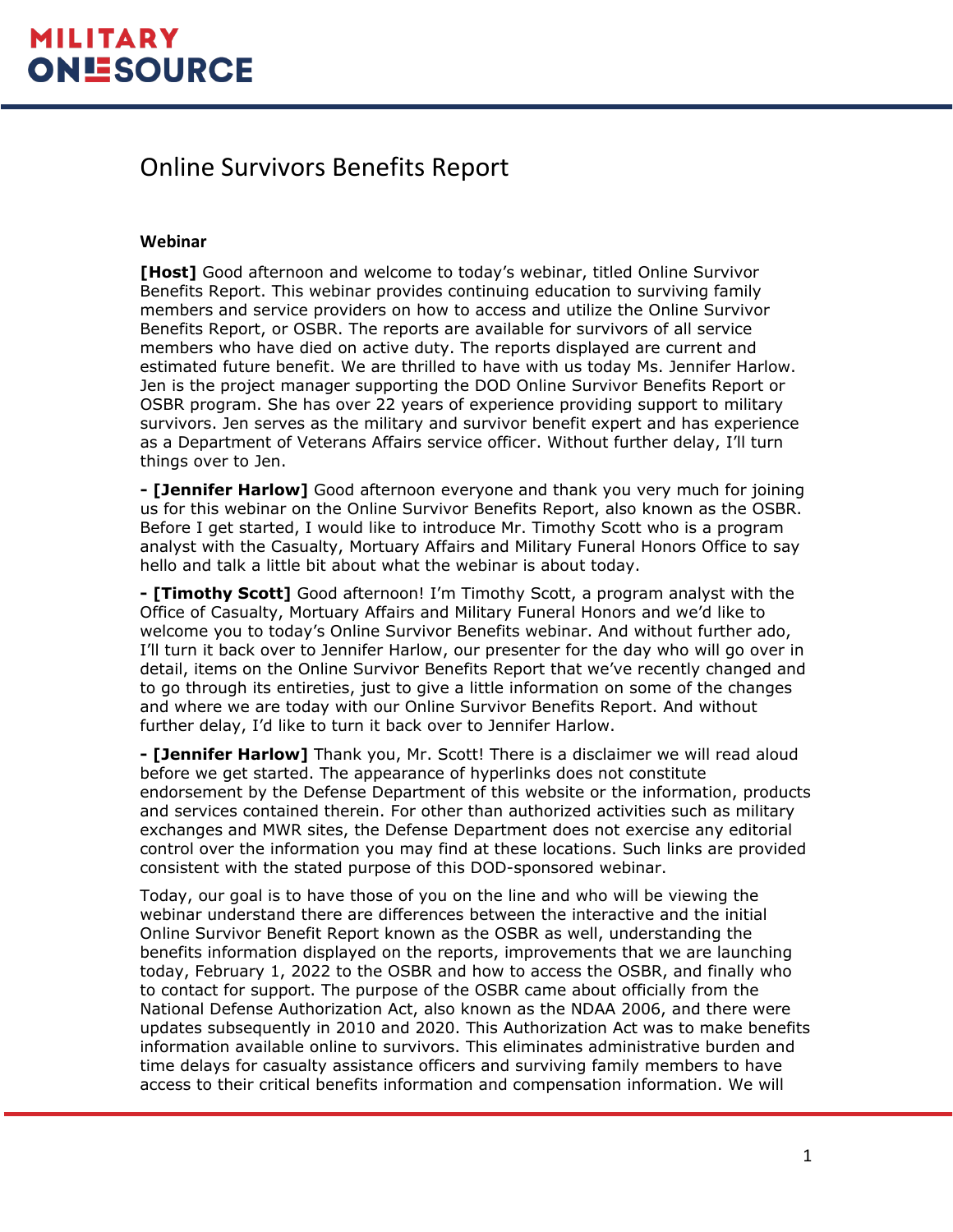# Online Survivors Benefits Report

## Webinar

**[Host]** Good afternoon and welcome to today's webinar, titled Online Survivor Benefits Report. This webinar provides continuing education to surviving family members and service providers on how to access and utilize the Online Survivor Benefits Report, or OSBR. The reports are available for survivors of all service members who have died on active duty. The reports displayed are current and estimated future benefit. We are thrilled to have with us today Ms. Jennifer Harlow. Jen is the project manager supporting the DOD Online Survivor Benefits Report or OSBR program. She has over 22 years of experience providing support to military survivors. Jen serves as the military and survivor benefit expert and has experience as a Department of Veterans Affairs service officer. Without further delay, I'll turn things over to Jen.

**- [Jennifer Harlow]** Good afternoon everyone and thank you very much for joining us for this webinar on the Online Survivor Benefits Report, also known as the OSBR. Before I get started, I would like to introduce Mr. Timothy Scott who is a program analyst with the Casualty, Mortuary Affairs and Military Funeral Honors Office to say hello and talk a little bit about what the webinar is about today.

**- [Timothy Scott]** Good afternoon! I'm Timothy Scott, a program analyst with the Office of Casualty, Mortuary Affairs and Military Funeral Honors and we'd like to welcome you to today's Online Survivor Benefits webinar. And without further ado, I'll turn it back over to Jennifer Harlow, our presenter for the day who will go over in detail, items on the Online Survivor Benefits Report that we've recently changed and to go through its entireties, just to give a little information on some of the changes and where we are today with our Online Survivor Benefits Report. And without further delay, I'd like to turn it back over to Jennifer Harlow.

**- [Jennifer Harlow]** Thank you, Mr. Scott! There is a disclaimer we will read aloud before we get started. The appearance of hyperlinks does not constitute endorsement by the Defense Department of this website or the information, products and services contained therein. For other than authorized activities such as military exchanges and MWR sites, the Defense Department does not exercise any editorial control over the information you may find at these locations. Such links are provided consistent with the stated purpose of this DOD-sponsored webinar.

Today, our goal is to have those of you on the line and who will be viewing the webinar understand there are differences between the interactive and the initial Online Survivor Benefit Report known as the OSBR as well, understanding the benefits information displayed on the reports, improvements that we are launching today, February 1, 2022 to the OSBR and how to access the OSBR, and finally who to contact for support. The purpose of the OSBR came about officially from the National Defense Authorization Act, also known as the NDAA 2006, and there were updates subsequently in 2010 and 2020. This Authorization Act was to make benefits information available online to survivors. This eliminates administrative burden and time delays for casualty assistance officers and surviving family members to have access to their critical benefits information and compensation information. We will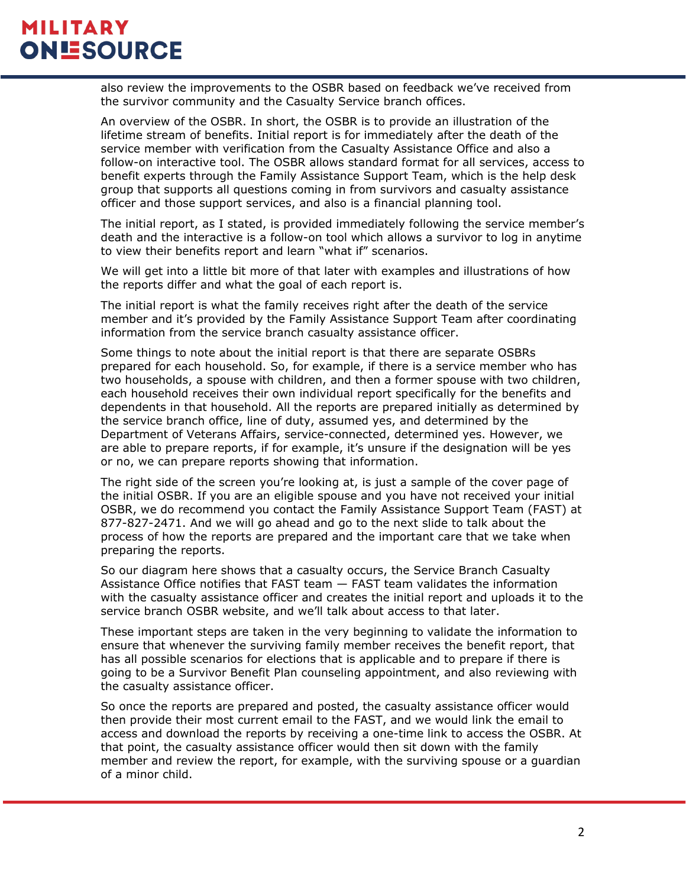also review the improvements to the OSBR based on feedback we've received from the survivor community and the Casualty Service branch offices.

An overview of the OSBR. In short, the OSBR is to provide an illustration of the lifetime stream of benefits. Initial report is for immediately after the death of the service member with verification from the Casualty Assistance Office and also a follow-on interactive tool. The OSBR allows standard format for all services, access to benefit experts through the Family Assistance Support Team, which is the help desk group that supports all questions coming in from survivors and casualty assistance officer and those support services, and also is a financial planning tool.

The initial report, as I stated, is provided immediately following the service member's death and the interactive is a follow-on tool which allows a survivor to log in anytime to view their benefits report and learn "what if" scenarios.

We will get into a little bit more of that later with examples and illustrations of how the reports differ and what the goal of each report is.

The initial report is what the family receives right after the death of the service member and it's provided by the Family Assistance Support Team after coordinating information from the service branch casualty assistance officer.

Some things to note about the initial report is that there are separate OSBRs prepared for each household. So, for example, if there is a service member who has two households, a spouse with children, and then a former spouse with two children, each household receives their own individual report specifically for the benefits and dependents in that household. All the reports are prepared initially as determined by the service branch office, line of duty, assumed yes, and determined by the Department of Veterans Affairs, service-connected, determined yes. However, we are able to prepare reports, if for example, it's unsure if the designation will be yes or no, we can prepare reports showing that information.

The right side of the screen you're looking at, is just a sample of the cover page of the initial OSBR. If you are an eligible spouse and you have not received your initial OSBR, we do recommend you contact the Family Assistance Support Team (FAST) at 877-827-2471. And we will go ahead and go to the next slide to talk about the process of how the reports are prepared and the important care that we take when preparing the reports.

So our diagram here shows that a casualty occurs, the Service Branch Casualty Assistance Office notifies that FAST team — FAST team validates the information with the casualty assistance officer and creates the initial report and uploads it to the service branch OSBR website, and we'll talk about access to that later.

These important steps are taken in the very beginning to validate the information to ensure that whenever the surviving family member receives the benefit report, that has all possible scenarios for elections that is applicable and to prepare if there is going to be a Survivor Benefit Plan counseling appointment, and also reviewing with the casualty assistance officer.

So once the reports are prepared and posted, the casualty assistance officer would then provide their most current email to the FAST, and we would link the email to access and download the reports by receiving a one-time link to access the OSBR. At that point, the casualty assistance officer would then sit down with the family member and review the report, for example, with the surviving spouse or a guardian of a minor child.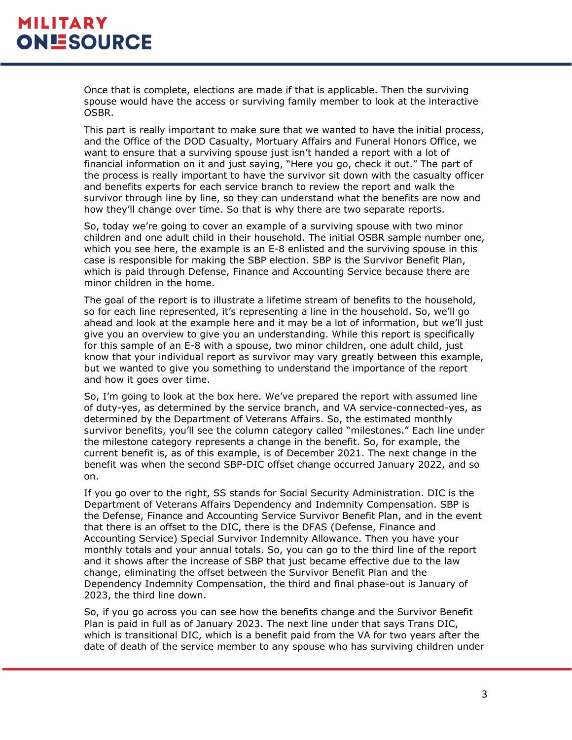Once that is complete, elections are made if that is applicable. Then the surviving spouse would have the access or surviving family member to look at the interactive OSBR.

This part is really important to make sure that we wanted to have the initial process, and the Office of the DOD Casualty, Mortuary Affairs and Funeral Honors Office, we want to ensure that a surviving spouse just isn't handed a report with a lot of financial information on it and just saying, "Here you go, check it out." The part of the process is really important to have the survivor sit down with the casualty officer and benefits experts for each service branch to review the report and walk the survivor through line by line, so they can understand what the benefits are now and how they'll change over time. So that is why there are two separate reports.

So, today we're going to cover an example of a surviving spouse with two minor children and one adult child in their household. The initial OSBR sample number one, which you see here, the example is an E-8 enlisted and the surviving spouse in this case is responsible for making the SBP election. SBP is the Survivor Benefit Plan, which is paid through Defense, Finance and Accounting Service because there are minor children in the home.

The goal of the report is to illustrate a lifetime stream of benefits to the household, so for each line represented, it's representing a line in the household. So, we'll go ahead and look at the example here and it may be a lot of information, but we'll just give you an overview to give you an understanding. While this report is specifically for this sample of an E-8 with a spouse, two minor children, one adult child, just know that your individual report as survivor may vary greatly between this example, but we wanted to give you something to understand the importance of the report and how it goes over time.

So, I'm going to look at the box here. We've prepared the report with assumed line of duty-yes, as determined by the service branch, and VA service-connected-yes, as determined by the Department of Veterans Affairs. So, the estimated monthly survivor benefits, you'll see the column category called "milestones." Each line under the milestone category represents a change in the benefit. So, for example, the current benefit is, as of this example, is of December 2021. The next change in the benefit was when the second SBP-DIC offset change occurred January 2022, and so on.

If you go over to the right, SS stands for Social Security Administration. DIC is the Department of Veterans Affairs Dependency and Indemnity Compensation. SBP is the Defense, Finance and Accounting Service Survivor Benefit Plan, and in the event that there is an offset to the DIC, there is the DFAS (Defense, Finance and Accounting Service) Special Survivor Indemnity Allowance. Then you have your monthly totals and your annual totals. So, you can go to the third line of the report and it shows after the increase of SBP that just became effective due to the law change, eliminating the offset between the Survivor Benefit Plan and the Dependency Indemnity Compensation, the third and final phase-out is January of 2023, the third line down.

So, if you go across you can see how the benefits change and the Survivor Benefit Plan is paid in full as of January 2023. The next line under that says Trans DIC, which is transitional DIC, which is a benefit paid from the VA for two years after the date of death of the service member to any spouse who has surviving children under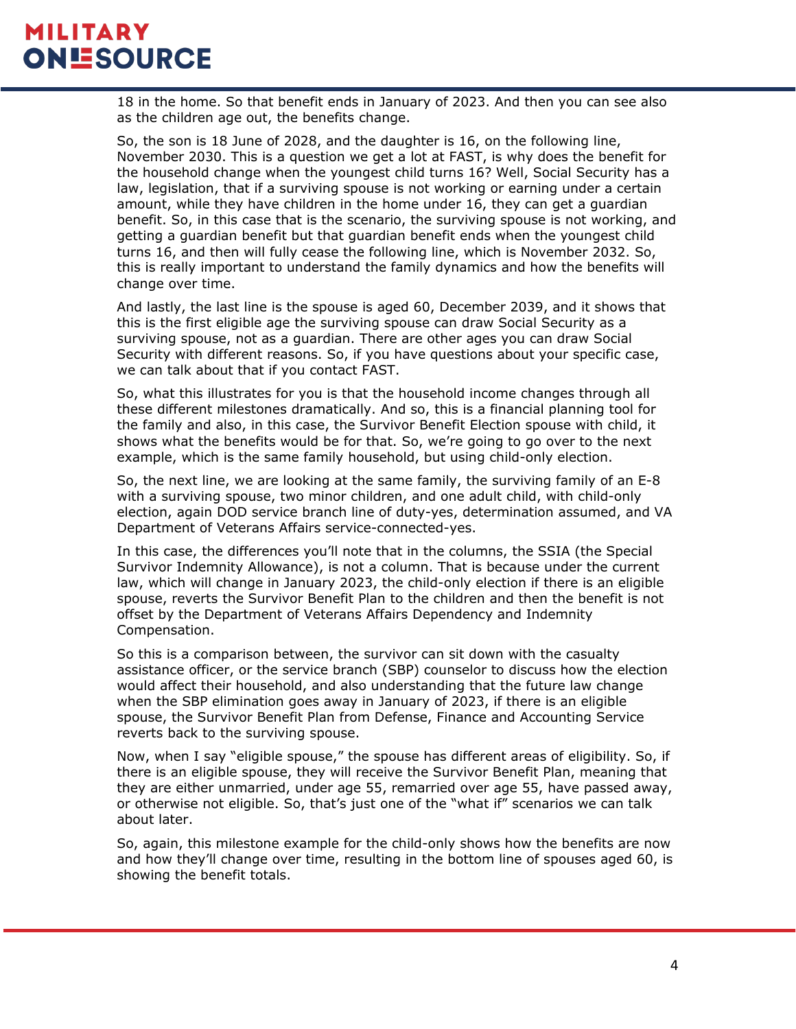18 in the home. So that benefit ends in January of 2023. And then you can see also as the children age out, the benefits change.

So, the son is 18 June of 2028, and the daughter is 16, on the following line, November 2030. This is a question we get a lot at FAST, is why does the benefit for the household change when the youngest child turns 16? Well, Social Security has a law, legislation, that if a surviving spouse is not working or earning under a certain amount, while they have children in the home under 16, they can get a guardian benefit. So, in this case that is the scenario, the surviving spouse is not working, and getting a guardian benefit but that guardian benefit ends when the youngest child turns 16, and then will fully cease the following line, which is November 2032. So, this is really important to understand the family dynamics and how the benefits will change over time.

And lastly, the last line is the spouse is aged 60, December 2039, and it shows that this is the first eligible age the surviving spouse can draw Social Security as a surviving spouse, not as a guardian. There are other ages you can draw Social Security with different reasons. So, if you have questions about your specific case, we can talk about that if you contact FAST.

So, what this illustrates for you is that the household income changes through all these different milestones dramatically. And so, this is a financial planning tool for the family and also, in this case, the Survivor Benefit Election spouse with child, it shows what the benefits would be for that. So, we're going to go over to the next example, which is the same family household, but using child-only election.

So, the next line, we are looking at the same family, the surviving family of an E-8 with a surviving spouse, two minor children, and one adult child, with child-only election, again DOD service branch line of duty-yes, determination assumed, and VA Department of Veterans Affairs service-connected-yes.

In this case, the differences you'll note that in the columns, the SSIA (the Special Survivor Indemnity Allowance), is not a column. That is because under the current law, which will change in January 2023, the child-only election if there is an eligible spouse, reverts the Survivor Benefit Plan to the children and then the benefit is not offset by the Department of Veterans Affairs Dependency and Indemnity Compensation.

So this is a comparison between, the survivor can sit down with the casualty assistance officer, or the service branch (SBP) counselor to discuss how the election would affect their household, and also understanding that the future law change when the SBP elimination goes away in January of 2023, if there is an eligible spouse, the Survivor Benefit Plan from Defense, Finance and Accounting Service reverts back to the surviving spouse.

Now, when I say "eligible spouse," the spouse has different areas of eligibility. So, if there is an eligible spouse, they will receive the Survivor Benefit Plan, meaning that they are either unmarried, under age 55, remarried over age 55, have passed away, or otherwise not eligible. So, that's just one of the "what if" scenarios we can talk about later.

So, again, this milestone example for the child-only shows how the benefits are now and how they'll change over time, resulting in the bottom line of spouses aged 60, is showing the benefit totals.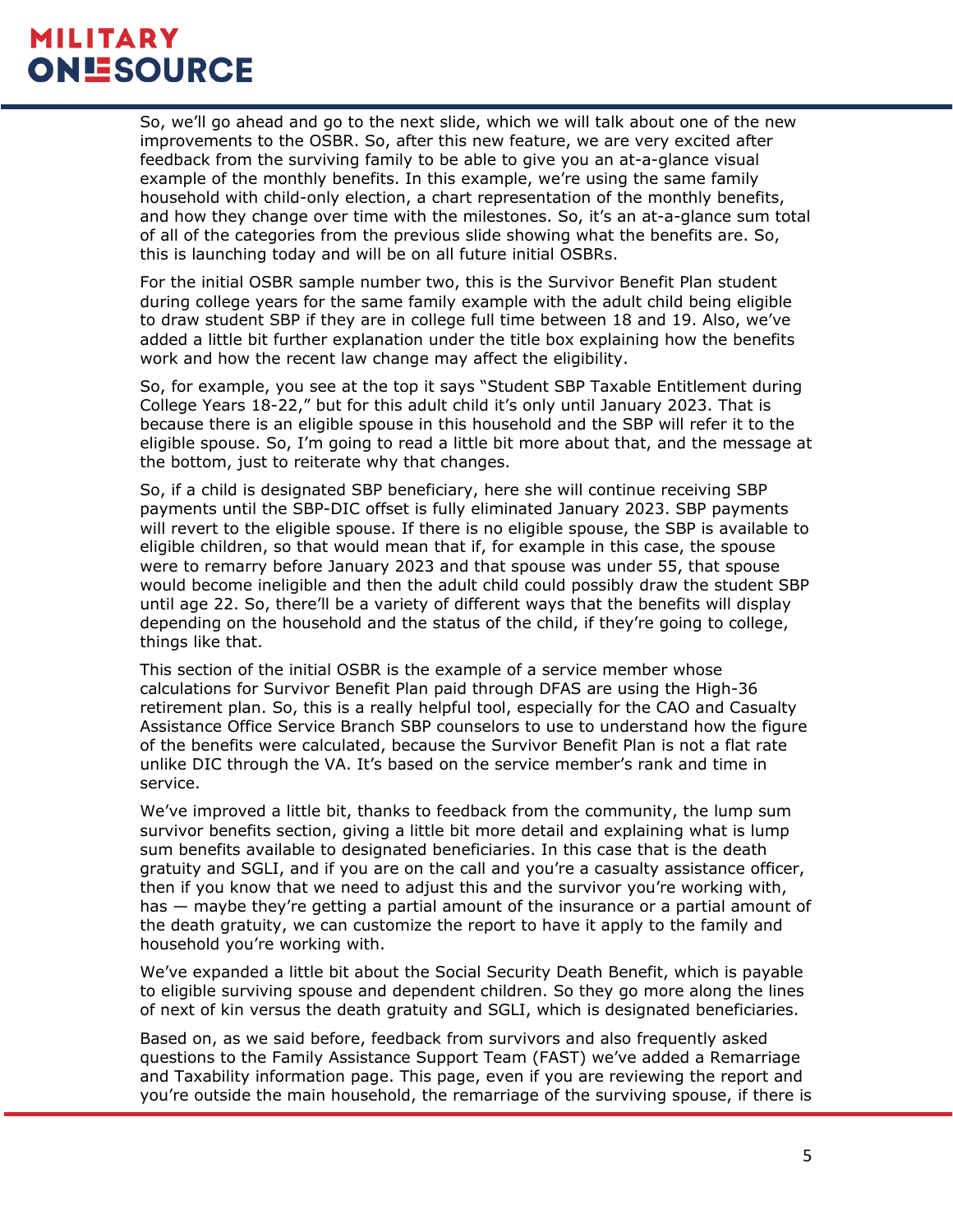So, we'll go ahead and go to the next slide, which we will talk about one of the new improvements to the OSBR. So, after this new feature, we are very excited after feedback from the surviving family to be able to give you an at-a-glance visual example of the monthly benefits. In this example, we're using the same family household with child-only election, a chart representation of the monthly benefits, and how they change over time with the milestones. So, it's an at-a-glance sum total of all of the categories from the previous slide showing what the benefits are. So, this is launching today and will be on all future initial OSBRs.

For the initial OSBR sample number two, this is the Survivor Benefit Plan student during college years for the same family example with the adult child being eligible to draw student SBP if they are in college full time between 18 and 19. Also, we've added a little bit further explanation under the title box explaining how the benefits work and how the recent law change may affect the eligibility.

So, for example, you see at the top it says "Student SBP Taxable Entitlement during College Years 18-22," but for this adult child it's only until January 2023. That is because there is an eligible spouse in this household and the SBP will refer it to the eligible spouse. So, I'm going to read a little bit more about that, and the message at the bottom, just to reiterate why that changes.

So, if a child is designated SBP beneficiary, here she will continue receiving SBP payments until the SBP-DIC offset is fully eliminated January 2023. SBP payments will revert to the eligible spouse. If there is no eligible spouse, the SBP is available to eligible children, so that would mean that if, for example in this case, the spouse were to remarry before January 2023 and that spouse was under 55, that spouse would become ineligible and then the adult child could possibly draw the student SBP until age 22. So, there'll be a variety of different ways that the benefits will display depending on the household and the status of the child, if they're going to college, things like that.

This section of the initial OSBR is the example of a service member whose calculations for Survivor Benefit Plan paid through DFAS are using the High-36 retirement plan. So, this is a really helpful tool, especially for the CAO and Casualty Assistance Office Service Branch SBP counselors to use to understand how the figure of the benefits were calculated, because the Survivor Benefit Plan is not a flat rate unlike DIC through the VA. It's based on the service member's rank and time in service.

We've improved a little bit, thanks to feedback from the community, the lump sum survivor benefits section, giving a little bit more detail and explaining what is lump sum benefits available to designated beneficiaries. In this case that is the death gratuity and SGLI, and if you are on the call and you're a casualty assistance officer, then if you know that we need to adjust this and the survivor you're working with, has — maybe they're getting a partial amount of the insurance or a partial amount of the death gratuity, we can customize the report to have it apply to the family and household you're working with.

We've expanded a little bit about the Social Security Death Benefit, which is payable to eligible surviving spouse and dependent children. So they go more along the lines of next of kin versus the death gratuity and SGLI, which is designated beneficiaries.

Based on, as we said before, feedback from survivors and also frequently asked questions to the Family Assistance Support Team (FAST) we've added a Remarriage and Taxability information page. This page, even if you are reviewing the report and you're outside the main household, the remarriage of the surviving spouse, if there is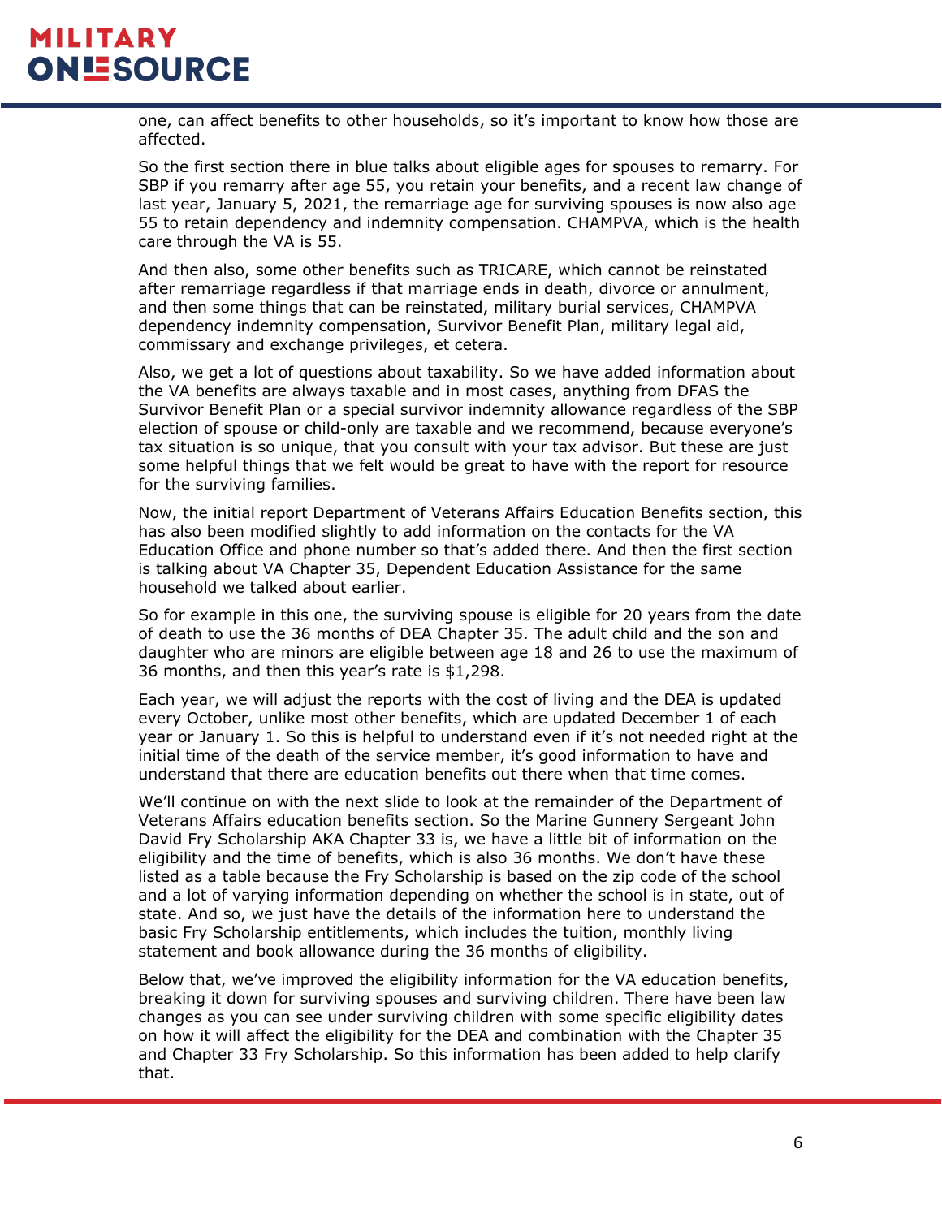one, can affect benefits to other households, so it's important to know how those are affected.

So the first section there in blue talks about eligible ages for spouses to remarry. For SBP if you remarry after age 55, you retain your benefits, and a recent law change of last year, January 5, 2021, the remarriage age for surviving spouses is now also age 55 to retain dependency and indemnity compensation. CHAMPVA, which is the health care through the VA is 55.

And then also, some other benefits such as TRICARE, which cannot be reinstated after remarriage regardless if that marriage ends in death, divorce or annulment, and then some things that can be reinstated, military burial services, CHAMPVA dependency indemnity compensation, Survivor Benefit Plan, military legal aid, commissary and exchange privileges, et cetera.

Also, we get a lot of questions about taxability. So we have added information about the VA benefits are always taxable and in most cases, anything from DFAS the Survivor Benefit Plan or a special survivor indemnity allowance regardless of the SBP election of spouse or child-only are taxable and we recommend, because everyone's tax situation is so unique, that you consult with your tax advisor. But these are just some helpful things that we felt would be great to have with the report for resource for the surviving families.

Now, the initial report Department of Veterans Affairs Education Benefits section, this has also been modified slightly to add information on the contacts for the VA Education Office and phone number so that's added there. And then the first section is talking about VA Chapter 35, Dependent Education Assistance for the same household we talked about earlier.

So for example in this one, the surviving spouse is eligible for 20 years from the date of death to use the 36 months of DEA Chapter 35. The adult child and the son and daughter who are minors are eligible between age 18 and 26 to use the maximum of 36 months, and then this year's rate is $1,298.

Each year, we will adjust the reports with the cost of living and the DEA is updated every October, unlike most other benefits, which are updated December 1 of each year or January 1. So this is helpful to understand even if it's not needed right at the initial time of the death of the service member, it's good information to have and understand that there are education benefits out there when that time comes.

We'll continue on with the next slide to look at the remainder of the Department of Veterans Affairs education benefits section. So the Marine Gunnery Sergeant John David Fry Scholarship AKA Chapter 33 is, we have a little bit of information on the eligibility and the time of benefits, which is also 36 months. We don't have these listed as a table because the Fry Scholarship is based on the zip code of the school and a lot of varying information depending on whether the school is in state, out of state. And so, we just have the details of the information here to understand the basic Fry Scholarship entitlements, which includes the tuition, monthly living statement and book allowance during the 36 months of eligibility.

Below that, we've improved the eligibility information for the VA education benefits, breaking it down for surviving spouses and surviving children. There have been law changes as you can see under surviving children with some specific eligibility dates on how it will affect the eligibility for the DEA and combination with the Chapter 35 and Chapter 33 Fry Scholarship. So this information has been added to help clarify that.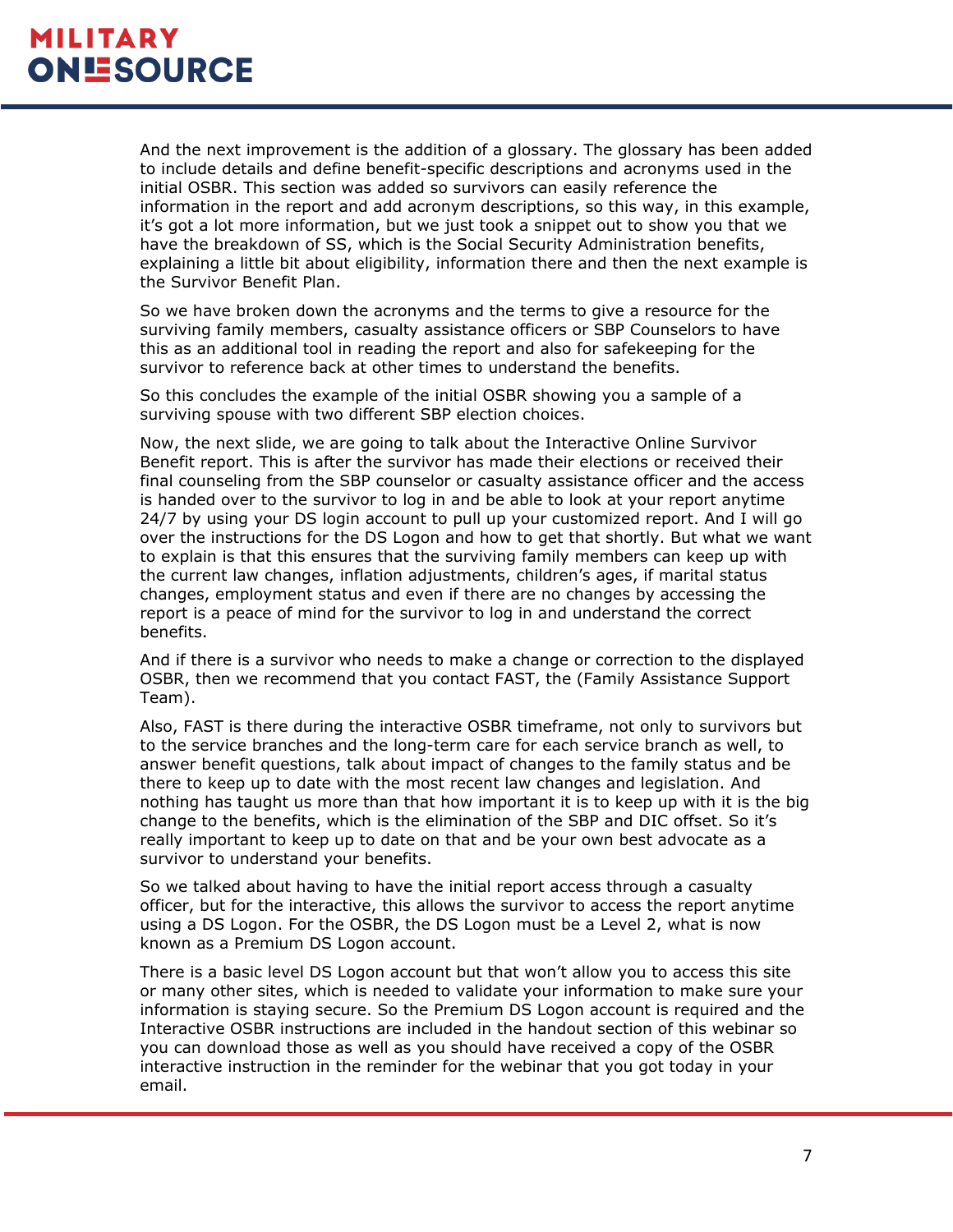And the next improvement is the addition of a glossary. The glossary has been added to include details and define benefit-specific descriptions and acronyms used in the initial OSBR. This section was added so survivors can easily reference the information in the report and add acronym descriptions, so this way, in this example, it's got a lot more information, but we just took a snippet out to show you that we have the breakdown of SS, which is the Social Security Administration benefits, explaining a little bit about eligibility, information there and then the next example is the Survivor Benefit Plan.

So we have broken down the acronyms and the terms to give a resource for the surviving family members, casualty assistance officers or SBP Counselors to have this as an additional tool in reading the report and also for safekeeping for the survivor to reference back at other times to understand the benefits.

So this concludes the example of the initial OSBR showing you a sample of a surviving spouse with two different SBP election choices.

Now, the next slide, we are going to talk about the Interactive Online Survivor Benefit report. This is after the survivor has made their elections or received their final counseling from the SBP counselor or casualty assistance officer and the access is handed over to the survivor to log in and be able to look at your report anytime 24/7 by using your DS login account to pull up your customized report. And I will go over the instructions for the DS Logon and how to get that shortly. But what we want to explain is that this ensures that the surviving family members can keep up with the current law changes, inflation adjustments, children's ages, if marital status changes, employment status and even if there are no changes by accessing the report is a peace of mind for the survivor to log in and understand the correct benefits.

And if there is a survivor who needs to make a change or correction to the displayed OSBR, then we recommend that you contact FAST, the (Family Assistance Support Team).

Also, FAST is there during the interactive OSBR timeframe, not only to survivors but to the service branches and the long-term care for each service branch as well, to answer benefit questions, talk about impact of changes to the family status and be there to keep up to date with the most recent law changes and legislation. And nothing has taught us more than that how important it is to keep up with it is the big change to the benefits, which is the elimination of the SBP and DIC offset. So it's really important to keep up to date on that and be your own best advocate as a survivor to understand your benefits.

So we talked about having to have the initial report access through a casualty officer, but for the interactive, this allows the survivor to access the report anytime using a DS Logon. For the OSBR, the DS Logon must be a Level 2, what is now known as a Premium DS Logon account.

There is a basic level DS Logon account but that won't allow you to access this site or many other sites, which is needed to validate your information to make sure your information is staying secure. So the Premium DS Logon account is required and the Interactive OSBR instructions are included in the handout section of this webinar so you can download those as well as you should have received a copy of the OSBR interactive instruction in the reminder for the webinar that you got today in your email.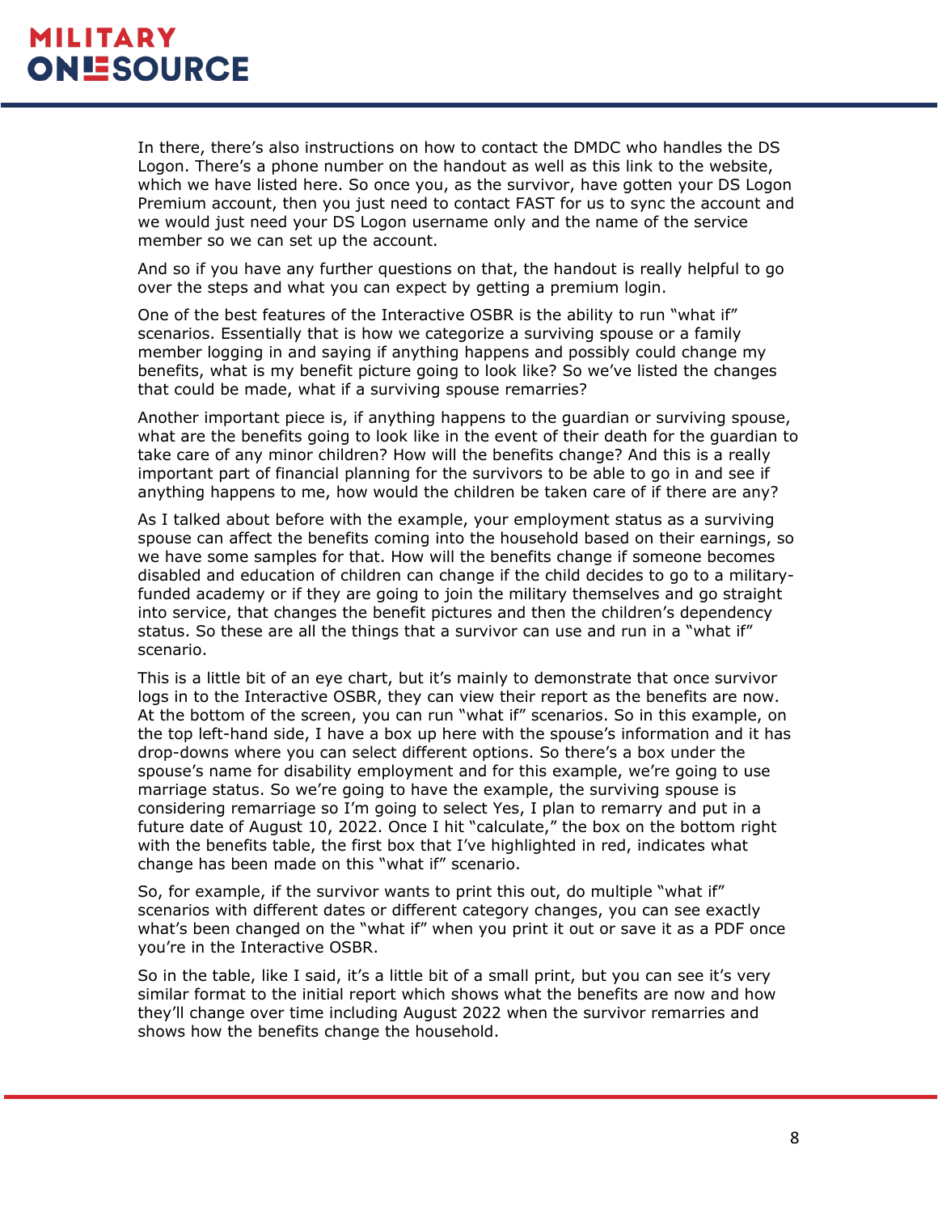In there, there's also instructions on how to contact the DMDC who handles the DS Logon. There's a phone number on the handout as well as this link to the website, which we have listed here. So once you, as the survivor, have gotten your DS Logon Premium account, then you just need to contact FAST for us to sync the account and we would just need your DS Logon username only and the name of the service member so we can set up the account.

And so if you have any further questions on that, the handout is really helpful to go over the steps and what you can expect by getting a premium login.

One of the best features of the Interactive OSBR is the ability to run "what if" scenarios. Essentially that is how we categorize a surviving spouse or a family member logging in and saying if anything happens and possibly could change my benefits, what is my benefit picture going to look like? So we've listed the changes that could be made, what if a surviving spouse remarries?

Another important piece is, if anything happens to the guardian or surviving spouse, what are the benefits going to look like in the event of their death for the guardian to take care of any minor children? How will the benefits change? And this is a really important part of financial planning for the survivors to be able to go in and see if anything happens to me, how would the children be taken care of if there are any?

As I talked about before with the example, your employment status as a surviving spouse can affect the benefits coming into the household based on their earnings, so we have some samples for that. How will the benefits change if someone becomes disabled and education of children can change if the child decides to go to a military-funded academy or if they are going to join the military themselves and go straight into service, that changes the benefit pictures and then the children's dependency status. So these are all the things that a survivor can use and run in a "what if" scenario.

This is a little bit of an eye chart, but it's mainly to demonstrate that once survivor logs in to the Interactive OSBR, they can view their report as the benefits are now. At the bottom of the screen, you can run "what if" scenarios. So in this example, on the top left-hand side, I have a box up here with the spouse's information and it has drop-downs where you can select different options. So there's a box under the spouse's name for disability employment and for this example, we're going to use marriage status. So we're going to have the example, the surviving spouse is considering remarriage so I'm going to select Yes, I plan to remarry and put in a future date of August 10, 2022. Once I hit "calculate," the box on the bottom right with the benefits table, the first box that I've highlighted in red, indicates what change has been made on this "what if" scenario.

So, for example, if the survivor wants to print this out, do multiple "what if" scenarios with different dates or different category changes, you can see exactly what's been changed on the "what if" when you print it out or save it as a PDF once you're in the Interactive OSBR.

So in the table, like I said, it's a little bit of a small print, but you can see it's very similar format to the initial report which shows what the benefits are now and how they'll change over time including August 2022 when the survivor remarries and shows how the benefits change the household.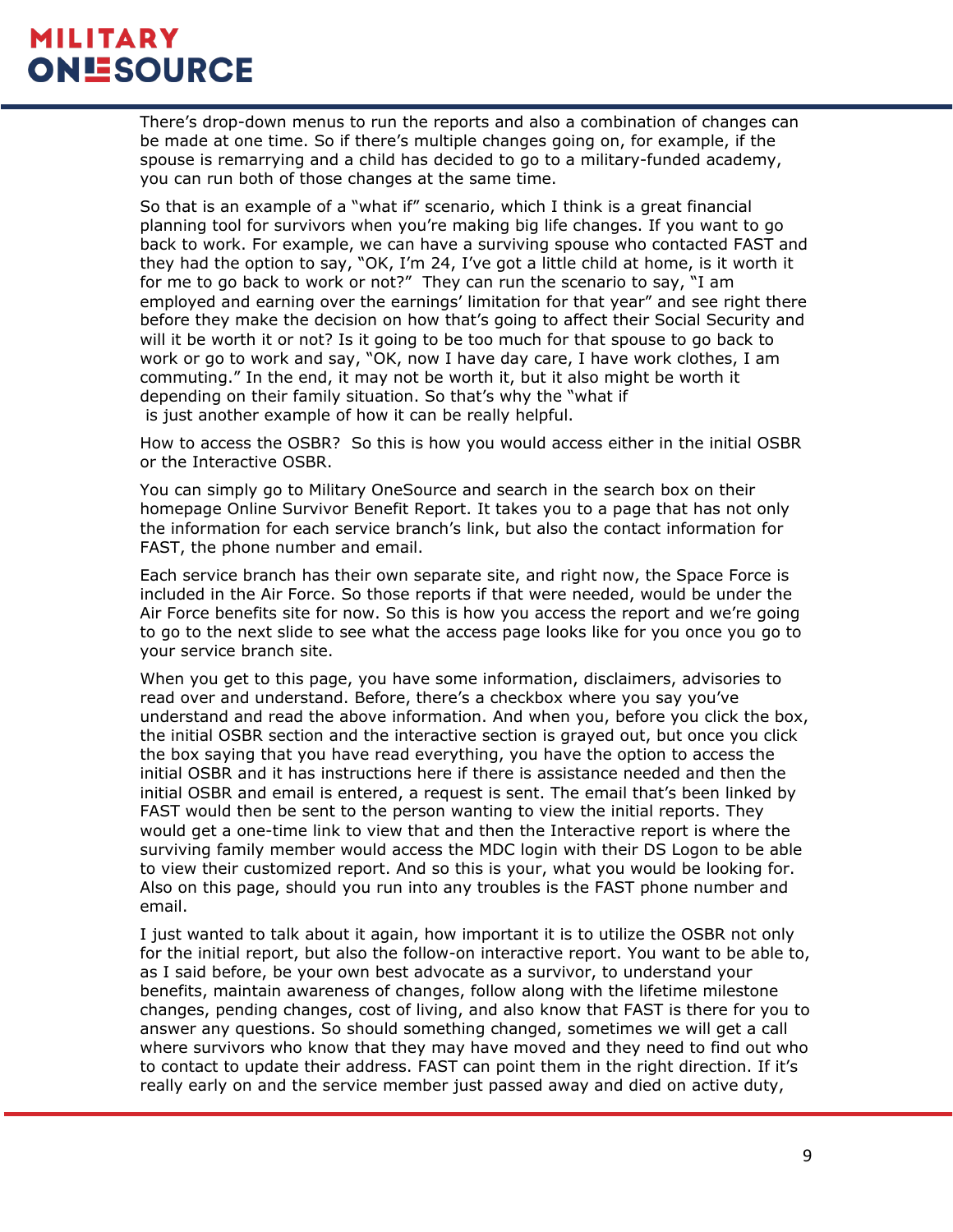There's drop-down menus to run the reports and also a combination of changes can be made at one time. So if there's multiple changes going on, for example, if the spouse is remarrying and a child has decided to go to a military-funded academy, you can run both of those changes at the same time.

So that is an example of a "what if" scenario, which I think is a great financial planning tool for survivors when you're making big life changes. If you want to go back to work. For example, we can have a surviving spouse who contacted FAST and they had the option to say, "OK, I'm 24, I've got a little child at home, is it worth it for me to go back to work or not?" They can run the scenario to say, "I am employed and earning over the earnings' limitation for that year" and see right there before they make the decision on how that's going to affect their Social Security and will it be worth it or not? Is it going to be too much for that spouse to go back to work or go to work and say, "OK, now I have day care, I have work clothes, I am commuting." In the end, it may not be worth it, but it also might be worth it depending on their family situation. So that's why the "what if is just another example of how it can be really helpful.

How to access the OSBR? So this is how you would access either in the initial OSBR or the Interactive OSBR.

You can simply go to Military OneSource and search in the search box on their homepage Online Survivor Benefit Report. It takes you to a page that has not only the information for each service branch's link, but also the contact information for FAST, the phone number and email.

Each service branch has their own separate site, and right now, the Space Force is included in the Air Force. So those reports if that were needed, would be under the Air Force benefits site for now. So this is how you access the report and we're going to go to the next slide to see what the access page looks like for you once you go to your service branch site.

When you get to this page, you have some information, disclaimers, advisories to read over and understand. Before, there's a checkbox where you say you've understand and read the above information. And when you, before you click the box, the initial OSBR section and the interactive section is grayed out, but once you click the box saying that you have read everything, you have the option to access the initial OSBR and it has instructions here if there is assistance needed and then the initial OSBR and email is entered, a request is sent. The email that's been linked by FAST would then be sent to the person wanting to view the initial reports. They would get a one-time link to view that and then the Interactive report is where the surviving family member would access the MDC login with their DS Logon to be able to view their customized report. And so this is your, what you would be looking for. Also on this page, should you run into any troubles is the FAST phone number and email.

I just wanted to talk about it again, how important it is to utilize the OSBR not only for the initial report, but also the follow-on interactive report. You want to be able to, as I said before, be your own best advocate as a survivor, to understand your benefits, maintain awareness of changes, follow along with the lifetime milestone changes, pending changes, cost of living, and also know that FAST is there for you to answer any questions. So should something changed, sometimes we will get a call where survivors who know that they may have moved and they need to find out who to contact to update their address. FAST can point them in the right direction. If it's really early on and the service member just passed away and died on active duty,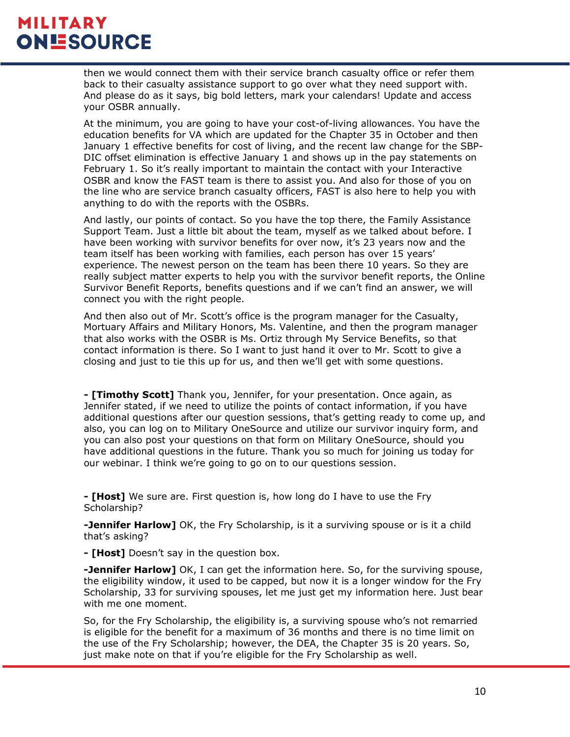then we would connect them with their service branch casualty office or refer them back to their casualty assistance support to go over what they need support with. And please do as it says, big bold letters, mark your calendars! Update and access your OSBR annually.

At the minimum, you are going to have your cost-of-living allowances. You have the education benefits for VA which are updated for the Chapter 35 in October and then January 1 effective benefits for cost of living, and the recent law change for the SBP-DIC offset elimination is effective January 1 and shows up in the pay statements on February 1. So it's really important to maintain the contact with your Interactive OSBR and know the FAST team is there to assist you. And also for those of you on the line who are service branch casualty officers, FAST is also here to help you with anything to do with the reports with the OSBRs.

And lastly, our points of contact. So you have the top there, the Family Assistance Support Team. Just a little bit about the team, myself as we talked about before. I have been working with survivor benefits for over now, it's 23 years now and the team itself has been working with families, each person has over 15 years' experience. The newest person on the team has been there 10 years. So they are really subject matter experts to help you with the survivor benefit reports, the Online Survivor Benefit Reports, benefits questions and if we can't find an answer, we will connect you with the right people.

And then also out of Mr. Scott's office is the program manager for the Casualty, Mortuary Affairs and Military Honors, Ms. Valentine, and then the program manager that also works with the OSBR is Ms. Ortiz through My Service Benefits, so that contact information is there. So I want to just hand it over to Mr. Scott to give a closing and just to tie this up for us, and then we'll get with some questions.

**- [Timothy Scott]** Thank you, Jennifer, for your presentation. Once again, as Jennifer stated, if we need to utilize the points of contact information, if you have additional questions after our question sessions, that's getting ready to come up, and also, you can log on to Military OneSource and utilize our survivor inquiry form, and you can also post your questions on that form on Military OneSource, should you have additional questions in the future. Thank you so much for joining us today for our webinar. I think we're going to go on to our questions session.

**- [Host]** We sure are. First question is, how long do I have to use the Fry Scholarship?

**-Jennifer Harlow]** OK, the Fry Scholarship, is it a surviving spouse or is it a child that's asking?

**- [Host]** Doesn't say in the question box.

**-Jennifer Harlow]** OK, I can get the information here. So, for the surviving spouse, the eligibility window, it used to be capped, but now it is a longer window for the Fry Scholarship, 33 for surviving spouses, let me just get my information here. Just bear with me one moment.

So, for the Fry Scholarship, the eligibility is, a surviving spouse who's not remarried is eligible for the benefit for a maximum of 36 months and there is no time limit on the use of the Fry Scholarship; however, the DEA, the Chapter 35 is 20 years. So, just make note on that if you're eligible for the Fry Scholarship as well.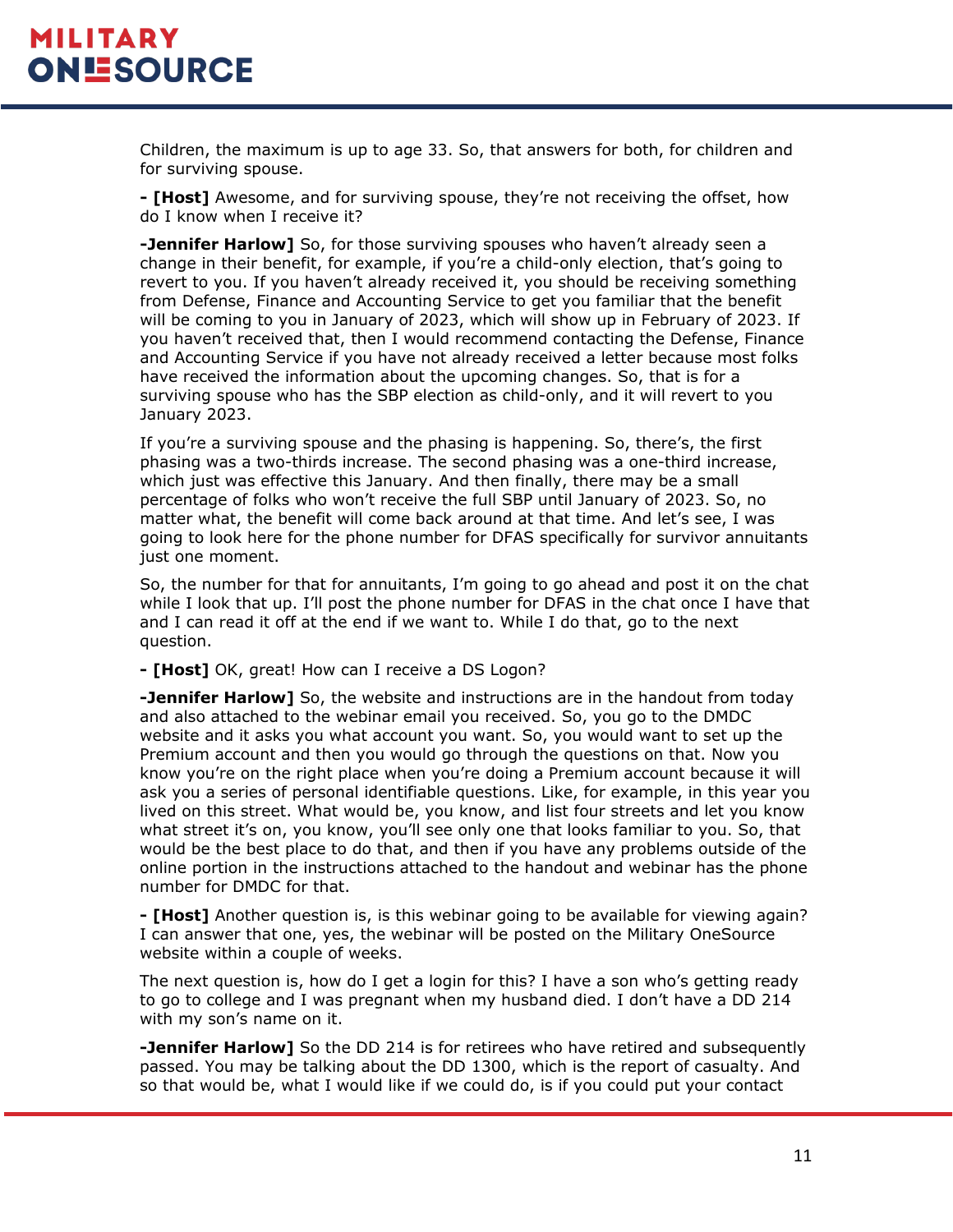Children, the maximum is up to age 33. So, that answers for both, for children and for surviving spouse.

**- [Host]** Awesome, and for surviving spouse, they're not receiving the offset, how do I know when I receive it?

**-Jennifer Harlow]** So, for those surviving spouses who haven't already seen a change in their benefit, for example, if you're a child-only election, that's going to revert to you. If you haven't already received it, you should be receiving something from Defense, Finance and Accounting Service to get you familiar that the benefit will be coming to you in January of 2023, which will show up in February of 2023. If you haven't received that, then I would recommend contacting the Defense, Finance and Accounting Service if you have not already received a letter because most folks have received the information about the upcoming changes. So, that is for a surviving spouse who has the SBP election as child-only, and it will revert to you January 2023.

If you're a surviving spouse and the phasing is happening. So, there's, the first phasing was a two-thirds increase. The second phasing was a one-third increase, which just was effective this January. And then finally, there may be a small percentage of folks who won't receive the full SBP until January of 2023. So, no matter what, the benefit will come back around at that time. And let's see, I was going to look here for the phone number for DFAS specifically for survivor annuitants just one moment.

So, the number for that for annuitants, I'm going to go ahead and post it on the chat while I look that up. I'll post the phone number for DFAS in the chat once I have that and I can read it off at the end if we want to. While I do that, go to the next question.

**- [Host]** OK, great! How can I receive a DS Logon?

**-Jennifer Harlow]** So, the website and instructions are in the handout from today and also attached to the webinar email you received. So, you go to the DMDC website and it asks you what account you want. So, you would want to set up the Premium account and then you would go through the questions on that. Now you know you're on the right place when you're doing a Premium account because it will ask you a series of personal identifiable questions. Like, for example, in this year you lived on this street. What would be, you know, and list four streets and let you know what street it's on, you know, you'll see only one that looks familiar to you. So, that would be the best place to do that, and then if you have any problems outside of the online portion in the instructions attached to the handout and webinar has the phone number for DMDC for that.

**- [Host]** Another question is, is this webinar going to be available for viewing again? I can answer that one, yes, the webinar will be posted on the Military OneSource website within a couple of weeks.

The next question is, how do I get a login for this? I have a son who's getting ready to go to college and I was pregnant when my husband died. I don't have a DD 214 with my son's name on it.

**-Jennifer Harlow]** So the DD 214 is for retirees who have retired and subsequently passed. You may be talking about the DD 1300, which is the report of casualty. And so that would be, what I would like if we could do, is if you could put your contact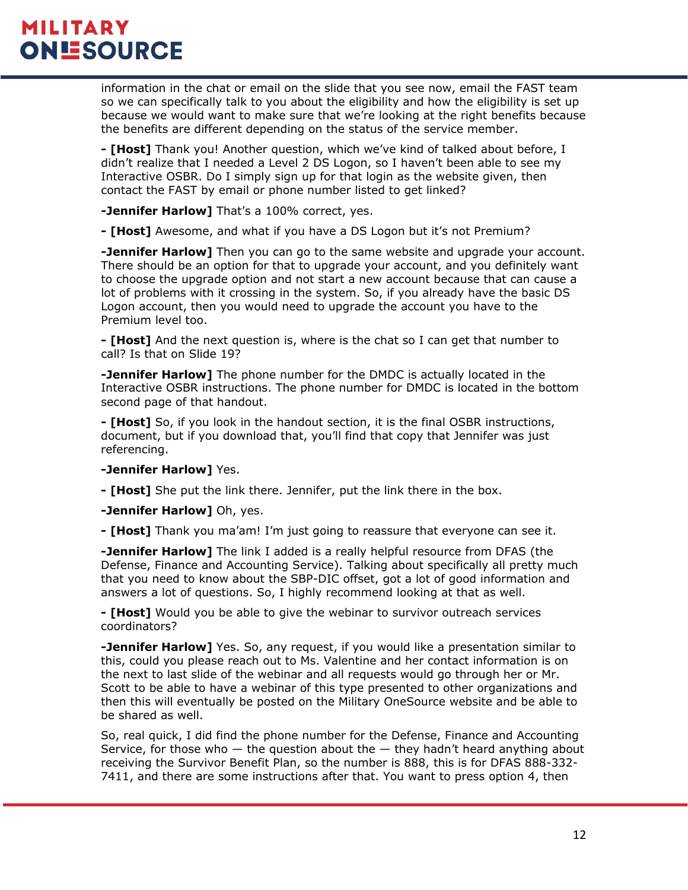information in the chat or email on the slide that you see now, email the FAST team so we can specifically talk to you about the eligibility and how the eligibility is set up because we would want to make sure that we're looking at the right benefits because the benefits are different depending on the status of the service member.

**- [Host]** Thank you! Another question, which we've kind of talked about before, I didn't realize that I needed a Level 2 DS Logon, so I haven't been able to see my Interactive OSBR. Do I simply sign up for that login as the website given, then contact the FAST by email or phone number listed to get linked?

**-Jennifer Harlow]** That's a 100% correct, yes.

**- [Host]** Awesome, and what if you have a DS Logon but it's not Premium?

**-Jennifer Harlow]** Then you can go to the same website and upgrade your account. There should be an option for that to upgrade your account, and you definitely want to choose the upgrade option and not start a new account because that can cause a lot of problems with it crossing in the system. So, if you already have the basic DS Logon account, then you would need to upgrade the account you have to the Premium level too.

**- [Host]** And the next question is, where is the chat so I can get that number to call? Is that on Slide 19?

**-Jennifer Harlow]** The phone number for the DMDC is actually located in the Interactive OSBR instructions. The phone number for DMDC is located in the bottom second page of that handout.

**- [Host]** So, if you look in the handout section, it is the final OSBR instructions, document, but if you download that, you'll find that copy that Jennifer was just referencing.

**-Jennifer Harlow]** Yes.

**- [Host]** She put the link there. Jennifer, put the link there in the box.

**-Jennifer Harlow]** Oh, yes.

**- [Host]** Thank you ma'am! I'm just going to reassure that everyone can see it.

**-Jennifer Harlow]** The link I added is a really helpful resource from DFAS (the Defense, Finance and Accounting Service). Talking about specifically all pretty much that you need to know about the SBP-DIC offset, got a lot of good information and answers a lot of questions. So, I highly recommend looking at that as well.

**- [Host]** Would you be able to give the webinar to survivor outreach services coordinators?

**-Jennifer Harlow]** Yes. So, any request, if you would like a presentation similar to this, could you please reach out to Ms. Valentine and her contact information is on the next to last slide of the webinar and all requests would go through her or Mr. Scott to be able to have a webinar of this type presented to other organizations and then this will eventually be posted on the Military OneSource website and be able to be shared as well.

So, real quick, I did find the phone number for the Defense, Finance and Accounting Service, for those who — the question about the — they hadn't heard anything about receiving the Survivor Benefit Plan, so the number is 888, this is for DFAS 888-332-7411, and there are some instructions after that. You want to press option 4, then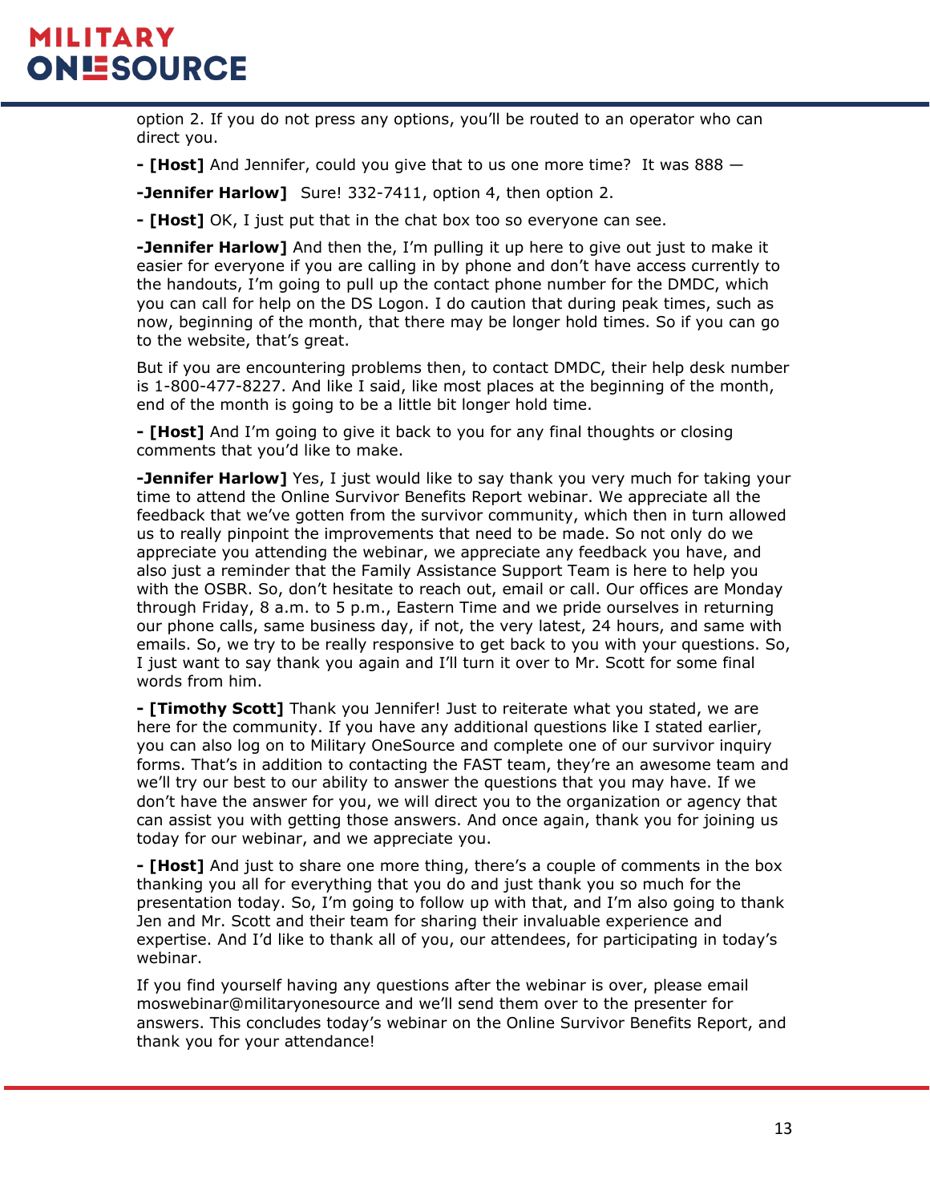option 2. If you do not press any options, you'll be routed to an operator who can direct you.

**- [Host]** And Jennifer, could you give that to us one more time? It was 888 —

**-Jennifer Harlow]** Sure! 332-7411, option 4, then option 2.

**- [Host]** OK, I just put that in the chat box too so everyone can see.

**-Jennifer Harlow]** And then the, I'm pulling it up here to give out just to make it easier for everyone if you are calling in by phone and don't have access currently to the handouts, I'm going to pull up the contact phone number for the DMDC, which you can call for help on the DS Logon. I do caution that during peak times, such as now, beginning of the month, that there may be longer hold times. So if you can go to the website, that's great.

But if you are encountering problems then, to contact DMDC, their help desk number is 1-800-477-8227. And like I said, like most places at the beginning of the month, end of the month is going to be a little bit longer hold time.

**- [Host]** And I'm going to give it back to you for any final thoughts or closing comments that you'd like to make.

**-Jennifer Harlow]** Yes, I just would like to say thank you very much for taking your time to attend the Online Survivor Benefits Report webinar. We appreciate all the feedback that we've gotten from the survivor community, which then in turn allowed us to really pinpoint the improvements that need to be made. So not only do we appreciate you attending the webinar, we appreciate any feedback you have, and also just a reminder that the Family Assistance Support Team is here to help you with the OSBR. So, don't hesitate to reach out, email or call. Our offices are Monday through Friday, 8 a.m. to 5 p.m., Eastern Time and we pride ourselves in returning our phone calls, same business day, if not, the very latest, 24 hours, and same with emails. So, we try to be really responsive to get back to you with your questions. So, I just want to say thank you again and I'll turn it over to Mr. Scott for some final words from him.

**- [Timothy Scott]** Thank you Jennifer! Just to reiterate what you stated, we are here for the community. If you have any additional questions like I stated earlier, you can also log on to Military OneSource and complete one of our survivor inquiry forms. That's in addition to contacting the FAST team, they're an awesome team and we'll try our best to our ability to answer the questions that you may have. If we don't have the answer for you, we will direct you to the organization or agency that can assist you with getting those answers. And once again, thank you for joining us today for our webinar, and we appreciate you.

**- [Host]** And just to share one more thing, there's a couple of comments in the box thanking you all for everything that you do and just thank you so much for the presentation today. So, I'm going to follow up with that, and I'm also going to thank Jen and Mr. Scott and their team for sharing their invaluable experience and expertise. And I'd like to thank all of you, our attendees, for participating in today's webinar.

If you find yourself having any questions after the webinar is over, please email moswebinar@militaryonesource and we'll send them over to the presenter for answers. This concludes today's webinar on the Online Survivor Benefits Report, and thank you for your attendance!